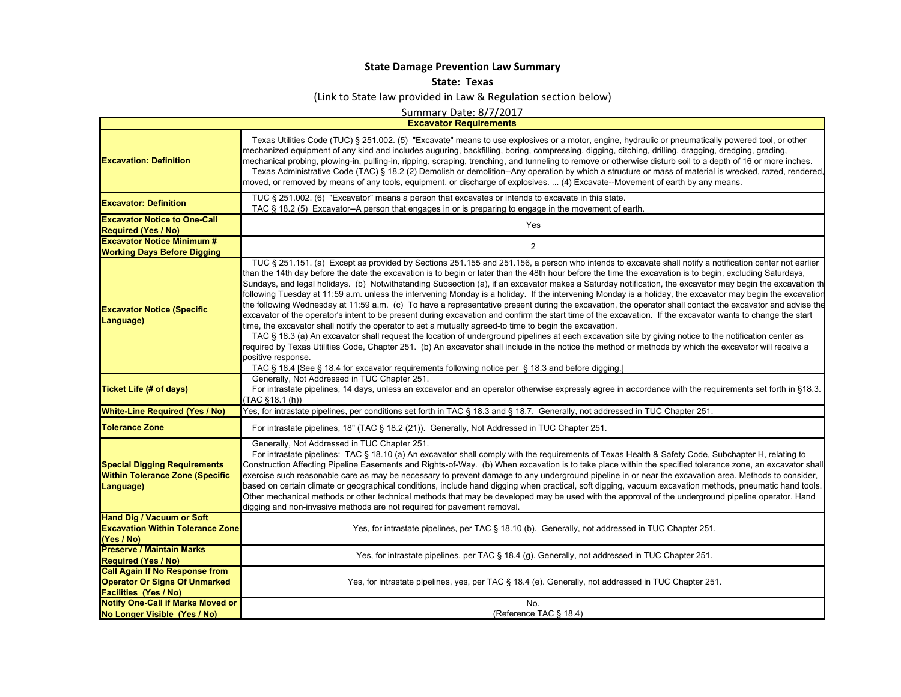**State Damage Prevention Law Summary**

**State: Texas**

(Link to State law provided in Law & Regulation section below)

Summary Date: 8/7/2017

| **Excavator Requirements** | |
|---|---|
| **Excavation: Definition** | Texas Utilities Code (TUC) § 251.002. (5) "Excavate" means to use explosives or a motor, engine, hydraulic or pneumatically powered tool, or other mechanized equipment of any kind and includes auguring, backfilling, boring, compressing, digging, ditching, drilling, dragging, dredging, grading, mechanical probing, plowing-in, pulling-in, ripping, scraping, trenching, and tunneling to remove or otherwise disturb soil to a depth of 16 or more inches. Texas Administrative Code (TAC) § 18.2 (2) Demolish or demolition--Any operation by which a structure or mass of material is wrecked, razed, rendered, moved, or removed by means of any tools, equipment, or discharge of explosives. ... (4) Excavate--Movement of earth by any means. |
| **Excavator: Definition** | TUC § 251.002. (6) "Excavator" means a person that excavates or intends to excavate in this state. TAC § 18.2 (5) Excavator--A person that engages in or is preparing to engage in the movement of earth. |
| **Excavator Notice to One-Call Required (Yes / No)** | Yes |
| **Excavator Notice Minimum # Working Days Before Digging** | 2 |
| **Excavator Notice (Specific Language)** | TUC § 251.151. (a) Except as provided by Sections 251.155 and 251.156, a person who intends to excavate shall notify a notification center not earlier than the 14th day before the date the excavation is to begin or later than the 48th hour before the time the excavation is to begin, excluding Saturdays, Sundays, and legal holidays. (b) Notwithstanding Subsection (a), if an excavator makes a Saturday notification, the excavator may begin the excavation the following Tuesday at 11:59 a.m. unless the intervening Monday is a holiday. If the intervening Monday is a holiday, the excavator may begin the excavation the following Wednesday at 11:59 a.m. (c) To have a representative present during the excavation, the operator shall contact the excavator and advise the excavator of the operator's intent to be present during excavation and confirm the start time of the excavation. If the excavator wants to change the start time, the excavator shall notify the operator to set a mutually agreed-to time to begin the excavation. TAC § 18.3 (a) An excavator shall request the location of underground pipelines at each excavation site by giving notice to the notification center as required by Texas Utilities Code, Chapter 251. (b) An excavator shall include in the notice the method or methods by which the excavator will receive a positive response. TAC § 18.4 [See § 18.4 for excavator requirements following notice per § 18.3 and before digging.] |
| **Ticket Life (# of days)** | Generally, Not Addressed in TUC Chapter 251. For intrastate pipelines, 14 days, unless an excavator and an operator otherwise expressly agree in accordance with the requirements set forth in §18.3. (TAC §18.1 (h)) |
| **White-Line Required (Yes / No)** | Yes, for intrastate pipelines, per conditions set forth in TAC § 18.3 and § 18.7. Generally, not addressed in TUC Chapter 251. |
| **Tolerance Zone** | For intrastate pipelines, 18" (TAC § 18.2 (21)). Generally, Not Addressed in TUC Chapter 251. |
| **Special Digging Requirements Within Tolerance Zone (Specific Language)** | Generally, Not Addressed in TUC Chapter 251. For intrastate pipelines: TAC § 18.10 (a) An excavator shall comply with the requirements of Texas Health & Safety Code, Subchapter H, relating to Construction Affecting Pipeline Easements and Rights-of-Way. (b) When excavation is to take place within the specified tolerance zone, an excavator shall exercise such reasonable care as may be necessary to prevent damage to any underground pipeline in or near the excavation area. Methods to consider, based on certain climate or geographical conditions, include hand digging when practical, soft digging, vacuum excavation methods, pneumatic hand tools. Other mechanical methods or other technical methods that may be developed may be used with the approval of the underground pipeline operator. Hand digging and non-invasive methods are not required for pavement removal. |
| **Hand Dig / Vacuum or Soft Excavation Within Tolerance Zone (Yes / No)** | Yes, for intrastate pipelines, per TAC § 18.10 (b). Generally, not addressed in TUC Chapter 251. |
| **Preserve / Maintain Marks Required (Yes / No)** | Yes, for intrastate pipelines, per TAC § 18.4 (g). Generally, not addressed in TUC Chapter 251. |
| **Call Again If No Response from Operator Or Signs Of Unmarked Facilities (Yes / No)** | Yes, for intrastate pipelines, yes, per TAC § 18.4 (e). Generally, not addressed in TUC Chapter 251. |
| **Notify One-Call if Marks Moved or No Longer Visible (Yes / No)** | No. (Reference TAC § 18.4) |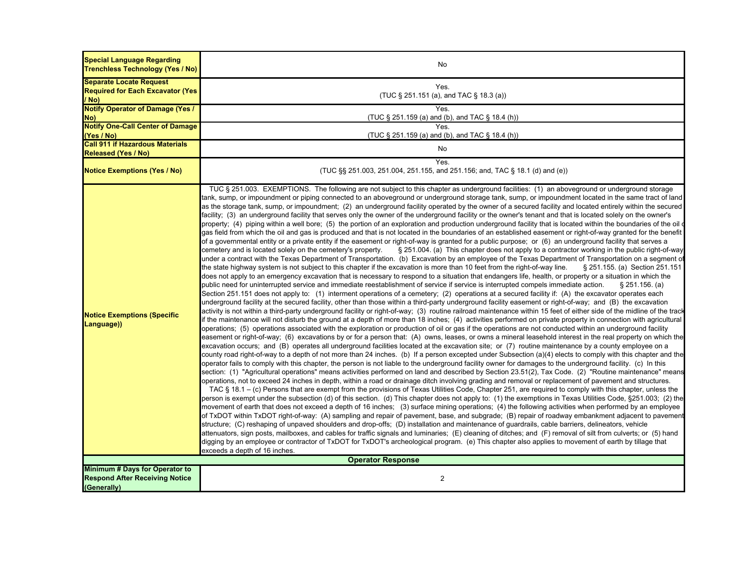| | |
|---|---|
| **Special Language Regarding Trenchless Technology (Yes / No)** | No |
| **Separate Locate Request Required for Each Excavator (Yes / No)** | Yes. (TUC § 251.151 (a), and TAC § 18.3 (a)) |
| **Notify Operator of Damage (Yes / No)** | Yes. (TUC § 251.159 (a) and (b), and TAC § 18.4 (h)) |
| **Notify One-Call Center of Damage (Yes / No)** | Yes. (TUC § 251.159 (a) and (b), and TAC § 18.4 (h)) |
| **Call 911 if Hazardous Materials Released (Yes / No)** | No |
| **Notice Exemptions (Yes / No)** | Yes. (TUC §§ 251.003, 251.004, 251.155, and 251.156; and, TAC § 18.1 (d) and (e)) |
| **Notice Exemptions (Specific Language))** | TUC § 251.003. EXEMPTIONS. The following are not subject to this chapter as underground facilities: (1) an aboveground or underground storage tank, sump, or impoundment or piping connected to an aboveground or underground storage tank, sump, or impoundment located in the same tract of land as the storage tank, sump, or impoundment; (2) an underground facility operated by the owner of a secured facility and located entirely within the secured facility; (3) an underground facility that serves only the owner of the underground facility or the owner's tenant and that is located solely on the owner's property; (4) piping within a well bore; (5) the portion of an exploration and production underground facility that is located within the boundaries of the oil or gas field from which the oil and gas is produced and that is not located in the boundaries of an established easement or right-of-way granted for the benefit of a governmental entity or a private entity if the easement or right-of-way is granted for a public purpose; or (6) an underground facility that serves a cemetery and is located solely on the cemetery's property. § 251.004. (a) This chapter does not apply to a contractor working in the public right-of-way under a contract with the Texas Department of Transportation. (b) Excavation by an employee of the Texas Department of Transportation on a segment of the state highway system is not subject to this chapter if the excavation is more than 10 feet from the right-of-way line. § 251.155. (a) Section 251.151 does not apply to an emergency excavation that is necessary to respond to a situation that endangers life, health, or property or a situation in which the public need for uninterrupted service and immediate reestablishment of service if service is interrupted compels immediate action. § 251.156. (a) Section 251.151 does not apply to: (1) interment operations of a cemetery; (2) operations at a secured facility if: (A) the excavator operates each underground facility at the secured facility, other than those within a third-party underground facility easement or right-of-way; and (B) the excavation activity is not within a third-party underground facility or right-of-way; (3) routine railroad maintenance within 15 feet of either side of the midline of the track if the maintenance will not disturb the ground at a depth of more than 18 inches; (4) activities performed on private property in connection with agricultural operations; (5) operations associated with the exploration or production of oil or gas if the operations are not conducted within an underground facility easement or right-of-way; (6) excavations by or for a person that: (A) owns, leases, or owns a mineral leasehold interest in the real property on which the excavation occurs; and (B) operates all underground facilities located at the excavation site; or (7) routine maintenance by a county employee on a county road right-of-way to a depth of not more than 24 inches. (b) If a person excepted under Subsection (a)(4) elects to comply with this chapter and the operator fails to comply with this chapter, the person is not liable to the underground facility owner for damages to the underground facility. (c) In this section: (1) "Agricultural operations" means activities performed on land and described by Section 23.51(2), Tax Code. (2) "Routine maintenance" means operations, not to exceed 24 inches in depth, within a road or drainage ditch involving grading and removal or replacement of pavement and structures. TAC § 18.1 – (c) Persons that are exempt from the provisions of Texas Utilities Code, Chapter 251, are required to comply with this chapter, unless the person is exempt under the subsection (d) of this section. (d) This chapter does not apply to: (1) the exemptions in Texas Utilities Code, §251.003; (2) the movement of earth that does not exceed a depth of 16 inches; (3) surface mining operations; (4) the following activities when performed by an employee of TxDOT within TxDOT right-of-way: (A) sampling and repair of pavement, base, and subgrade; (B) repair of roadway embankment adjacent to pavement structure; (C) reshaping of unpaved shoulders and drop-offs; (D) installation and maintenance of guardrails, cable barriers, delineators, vehicle attenuators, sign posts, mailboxes, and cables for traffic signals and luminaries; (E) cleaning of ditches; and (F) removal of silt from culverts; or (5) hand digging by an employee or contractor of TxDOT for TxDOT's archeological program. (e) This chapter also applies to movement of earth by tillage that exceeds a depth of 16 inches. |
| **Operator Response** | |
| **Minimum # Days for Operator to Respond After Receiving Notice (Generally)** | 2 |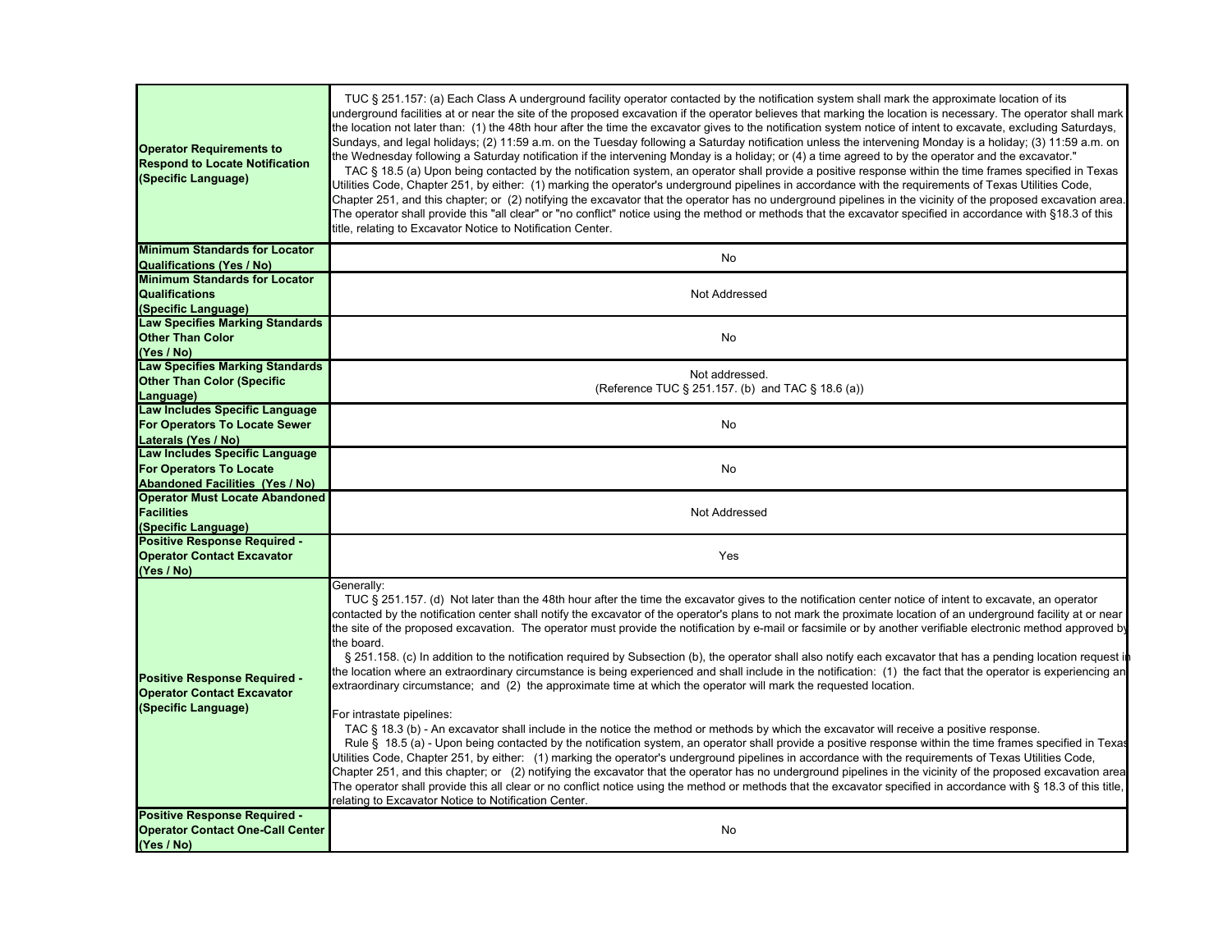| | |
|---|---|
| **Operator Requirements to Respond to Locate Notification (Specific Language)** | TUC § 251.157: (a) Each Class A underground facility operator contacted by the notification system shall mark the approximate location of its underground facilities at or near the site of the proposed excavation if the operator believes that marking the location is necessary. The operator shall mark the location not later than: (1) the 48th hour after the time the excavator gives to the notification system notice of intent to excavate, excluding Saturdays, Sundays, and legal holidays; (2) 11:59 a.m. on the Tuesday following a Saturday notification unless the intervening Monday is a holiday; (3) 11:59 a.m. on the Wednesday following a Saturday notification if the intervening Monday is a holiday; or (4) a time agreed to by the operator and the excavator." TAC § 18.5 (a) Upon being contacted by the notification system, an operator shall provide a positive response within the time frames specified in Texas Utilities Code, Chapter 251, by either: (1) marking the operator's underground pipelines in accordance with the requirements of Texas Utilities Code, Chapter 251, and this chapter; or (2) notifying the excavator that the operator has no underground pipelines in the vicinity of the proposed excavation area. The operator shall provide this "all clear" or "no conflict" notice using the method or methods that the excavator specified in accordance with §18.3 of this title, relating to Excavator Notice to Notification Center. |
| **Minimum Standards for Locator Qualifications (Yes / No)** | No |
| **Minimum Standards for Locator Qualifications (Specific Language)** | Not Addressed |
| **Law Specifies Marking Standards Other Than Color (Yes / No)** | No |
| **Law Specifies Marking Standards Other Than Color (Specific Language)** | Not addressed.<br>(Reference TUC § 251.157. (b) and TAC § 18.6 (a)) |
| **Law Includes Specific Language For Operators To Locate Sewer Laterals (Yes / No)** | No |
| **Law Includes Specific Language For Operators To Locate Abandoned Facilities (Yes / No)** | No |
| **Operator Must Locate Abandoned Facilities (Specific Language)** | Not Addressed |
| **Positive Response Required - Operator Contact Excavator (Yes / No)** | Yes |
| **Positive Response Required - Operator Contact Excavator (Specific Language)** | Generally:<br>TUC § 251.157. (d) Not later than the 48th hour after the time the excavator gives to the notification center notice of intent to excavate, an operator contacted by the notification center shall notify the excavator of the operator's plans to not mark the proximate location of an underground facility at or near the site of the proposed excavation. The operator must provide the notification by e-mail or facsimile or by another verifiable electronic method approved by the board.<br>§ 251.158. (c) In addition to the notification required by Subsection (b), the operator shall also notify each excavator that has a pending location request in the location where an extraordinary circumstance is being experienced and shall include in the notification: (1) the fact that the operator is experiencing an extraordinary circumstance; and (2) the approximate time at which the operator will mark the requested location.<br><br>For intrastate pipelines:<br>TAC § 18.3 (b) - An excavator shall include in the notice the method or methods by which the excavator will receive a positive response.<br>Rule § 18.5 (a) - Upon being contacted by the notification system, an operator shall provide a positive response within the time frames specified in Texas Utilities Code, Chapter 251, by either: (1) marking the operator's underground pipelines in accordance with the requirements of Texas Utilities Code, Chapter 251, and this chapter; or (2) notifying the excavator that the operator has no underground pipelines in the vicinity of the proposed excavation area. The operator shall provide this all clear or no conflict notice using the method or methods that the excavator specified in accordance with § 18.3 of this title, relating to Excavator Notice to Notification Center. |
| **Positive Response Required - Operator Contact One-Call Center (Yes / No)** | No |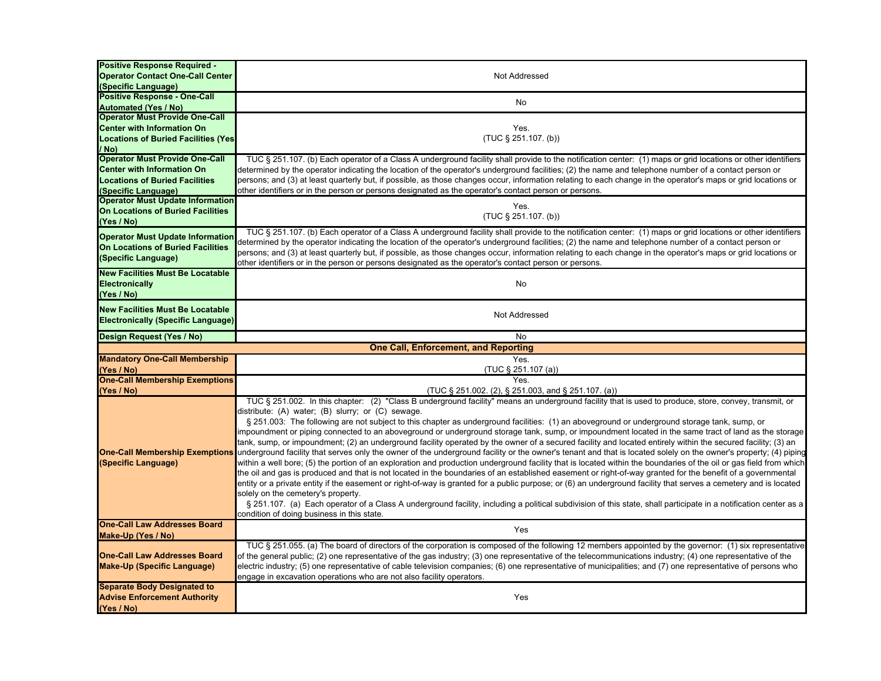| | |
|---|---|
| **Positive Response Required - Operator Contact One-Call Center (Specific Language)** | Not Addressed |
| **Positive Response - One-Call Automated (Yes / No)** | No |
| **Operator Must Provide One-Call Center with Information On Locations of Buried Facilities (Yes / No)** | Yes. (TUC § 251.107. (b)) |
| **Operator Must Provide One-Call Center with Information On Locations of Buried Facilities (Specific Language)** | TUC § 251.107. (b) Each operator of a Class A underground facility shall provide to the notification center: (1) maps or grid locations or other identifiers determined by the operator indicating the location of the operator's underground facilities; (2) the name and telephone number of a contact person or persons; and (3) at least quarterly but, if possible, as those changes occur, information relating to each change in the operator's maps or grid locations or other identifiers or in the person or persons designated as the operator's contact person or persons. |
| **Operator Must Update Information On Locations of Buried Facilities (Yes / No)** | Yes. (TUC § 251.107. (b)) |
| **Operator Must Update Information On Locations of Buried Facilities (Specific Language)** | TUC § 251.107. (b) Each operator of a Class A underground facility shall provide to the notification center: (1) maps or grid locations or other identifiers determined by the operator indicating the location of the operator's underground facilities; (2) the name and telephone number of a contact person or persons; and (3) at least quarterly but, if possible, as those changes occur, information relating to each change in the operator's maps or grid locations or other identifiers or in the person or persons designated as the operator's contact person or persons. |
| **New Facilities Must Be Locatable Electronically (Yes / No)** | No |
| **New Facilities Must Be Locatable Electronically (Specific Language)** | Not Addressed |
| **Design Request (Yes / No)** | No |
| **One Call, Enforcement, and Reporting** | |
| **Mandatory One-Call Membership (Yes / No)** | Yes. (TUC § 251.107 (a)) |
| **One-Call Membership Exemptions (Yes / No)** | Yes. (TUC § 251.002. (2), § 251.003, and § 251.107. (a)) |
| **One-Call Membership Exemptions (Specific Language)** | TUC § 251.002. In this chapter: (2) "Class B underground facility" means an underground facility that is used to produce, store, convey, transmit, or distribute: (A) water; (B) slurry; or (C) sewage. § 251.003: The following are not subject to this chapter as underground facilities: (1) an aboveground or underground storage tank, sump, or impoundment or piping connected to an aboveground or underground storage tank, sump, or impoundment located in the same tract of land as the storage tank, sump, or impoundment; (2) an underground facility operated by the owner of a secured facility and located entirely within the secured facility; (3) an underground facility that serves only the owner of the underground facility or the owner's tenant and that is located solely on the owner's property; (4) piping within a well bore; (5) the portion of an exploration and production underground facility that is located within the boundaries of the oil or gas field from which the oil and gas is produced and that is not located in the boundaries of an established easement or right-of-way granted for the benefit of a governmental entity or a private entity if the easement or right-of-way is granted for a public purpose; or (6) an underground facility that serves a cemetery and is located solely on the cemetery's property. § 251.107. (a) Each operator of a Class A underground facility, including a political subdivision of this state, shall participate in a notification center as a condition of doing business in this state. |
| **One-Call Law Addresses Board Make-Up (Yes / No)** | Yes |
| **One-Call Law Addresses Board Make-Up (Specific Language)** | TUC § 251.055. (a) The board of directors of the corporation is composed of the following 12 members appointed by the governor: (1) six representative of the general public; (2) one representative of the gas industry; (3) one representative of the telecommunications industry; (4) one representative of the electric industry; (5) one representative of cable television companies; (6) one representative of municipalities; and (7) one representative of persons who engage in excavation operations who are not also facility operators. |
| **Separate Body Designated to Advise Enforcement Authority (Yes / No)** | Yes |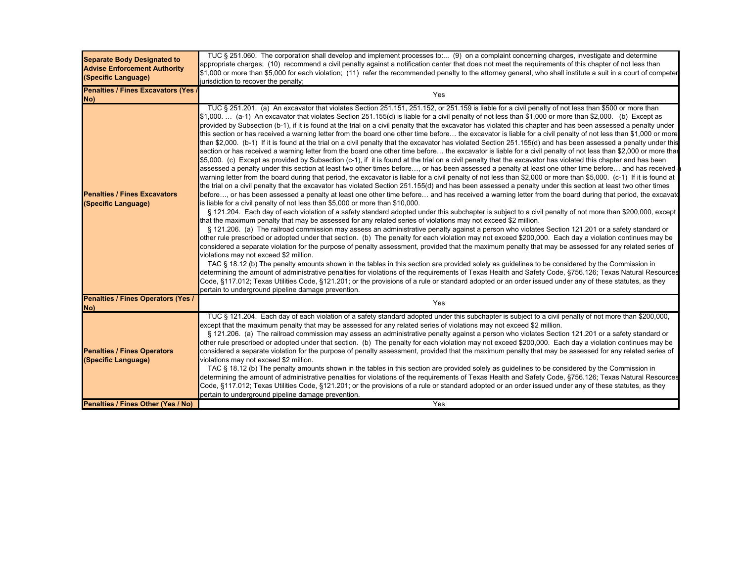| | |
|---|---|
| **Separate Body Designated to Advise Enforcement Authority (Specific Language)** | TUC § 251.060. The corporation shall develop and implement processes to:... (9) on a complaint concerning charges, investigate and determine appropriate charges; (10) recommend a civil penalty against a notification center that does not meet the requirements of this chapter of not less than $1,000 or more than $5,000 for each violation; (11) refer the recommended penalty to the attorney general, who shall institute a suit in a court of competent jurisdiction to recover the penalty; |
| **Penalties / Fines Excavators (Yes / No)** | Yes |
| **Penalties / Fines Excavators (Specific Language)** | TUC § 251.201. (a) An excavator that violates Section 251.151, 251.152, or 251.159 is liable for a civil penalty of not less than $500 or more than $1,000. … (a-1) An excavator that violates Section 251.155(d) is liable for a civil penalty of not less than $1,000 or more than $2,000. (b) Except as provided by Subsection (b-1), if it is found at the trial on a civil penalty that the excavator has violated this chapter and has been assessed a penalty under this section or has received a warning letter from the board one other time before… the excavator is liable for a civil penalty of not less than $1,000 or more than $2,000. (b-1) If it is found at the trial on a civil penalty that the excavator has violated Section 251.155(d) and has been assessed a penalty under this section or has received a warning letter from the board one other time before… the excavator is liable for a civil penalty of not less than $2,000 or more than $5,000. (c) Except as provided by Subsection (c-1), if it is found at the trial on a civil penalty that the excavator has violated this chapter and has been assessed a penalty under this section at least two other times before…, or has been assessed a penalty at least one other time before… and has received a warning letter from the board during that period, the excavator is liable for a civil penalty of not less than $2,000 or more than $5,000. (c-1) If it is found at the trial on a civil penalty that the excavator has violated Section 251.155(d) and has been assessed a penalty under this section at least two other times before…, or has been assessed a penalty at least one other time before… and has received a warning letter from the board during that period, the excavator is liable for a civil penalty of not less than $5,000 or more than $10,000.<br>§ 121.204. Each day of each violation of a safety standard adopted under this subchapter is subject to a civil penalty of not more than $200,000, except that the maximum penalty that may be assessed for any related series of violations may not exceed $2 million.<br>§ 121.206. (a) The railroad commission may assess an administrative penalty against a person who violates Section 121.201 or a safety standard or other rule prescribed or adopted under that section. (b) The penalty for each violation may not exceed $200,000. Each day a violation continues may be considered a separate violation for the purpose of penalty assessment, provided that the maximum penalty that may be assessed for any related series of violations may not exceed $2 million.<br>TAC § 18.12 (b) The penalty amounts shown in the tables in this section are provided solely as guidelines to be considered by the Commission in determining the amount of administrative penalties for violations of the requirements of Texas Health and Safety Code, §756.126; Texas Natural Resources Code, §117.012; Texas Utilities Code, §121.201; or the provisions of a rule or standard adopted or an order issued under any of these statutes, as they pertain to underground pipeline damage prevention. |
| **Penalties / Fines Operators (Yes / No)** | Yes |
| **Penalties / Fines Operators (Specific Language)** | TUC § 121.204. Each day of each violation of a safety standard adopted under this subchapter is subject to a civil penalty of not more than $200,000, except that the maximum penalty that may be assessed for any related series of violations may not exceed $2 million.<br>§ 121.206. (a) The railroad commission may assess an administrative penalty against a person who violates Section 121.201 or a safety standard or other rule prescribed or adopted under that section. (b) The penalty for each violation may not exceed $200,000. Each day a violation continues may be considered a separate violation for the purpose of penalty assessment, provided that the maximum penalty that may be assessed for any related series of violations may not exceed $2 million.<br>TAC § 18.12 (b) The penalty amounts shown in the tables in this section are provided solely as guidelines to be considered by the Commission in determining the amount of administrative penalties for violations of the requirements of Texas Health and Safety Code, §756.126; Texas Natural Resources Code, §117.012; Texas Utilities Code, §121.201; or the provisions of a rule or standard adopted or an order issued under any of these statutes, as they pertain to underground pipeline damage prevention. |
| **Penalties / Fines Other (Yes / No)** | Yes |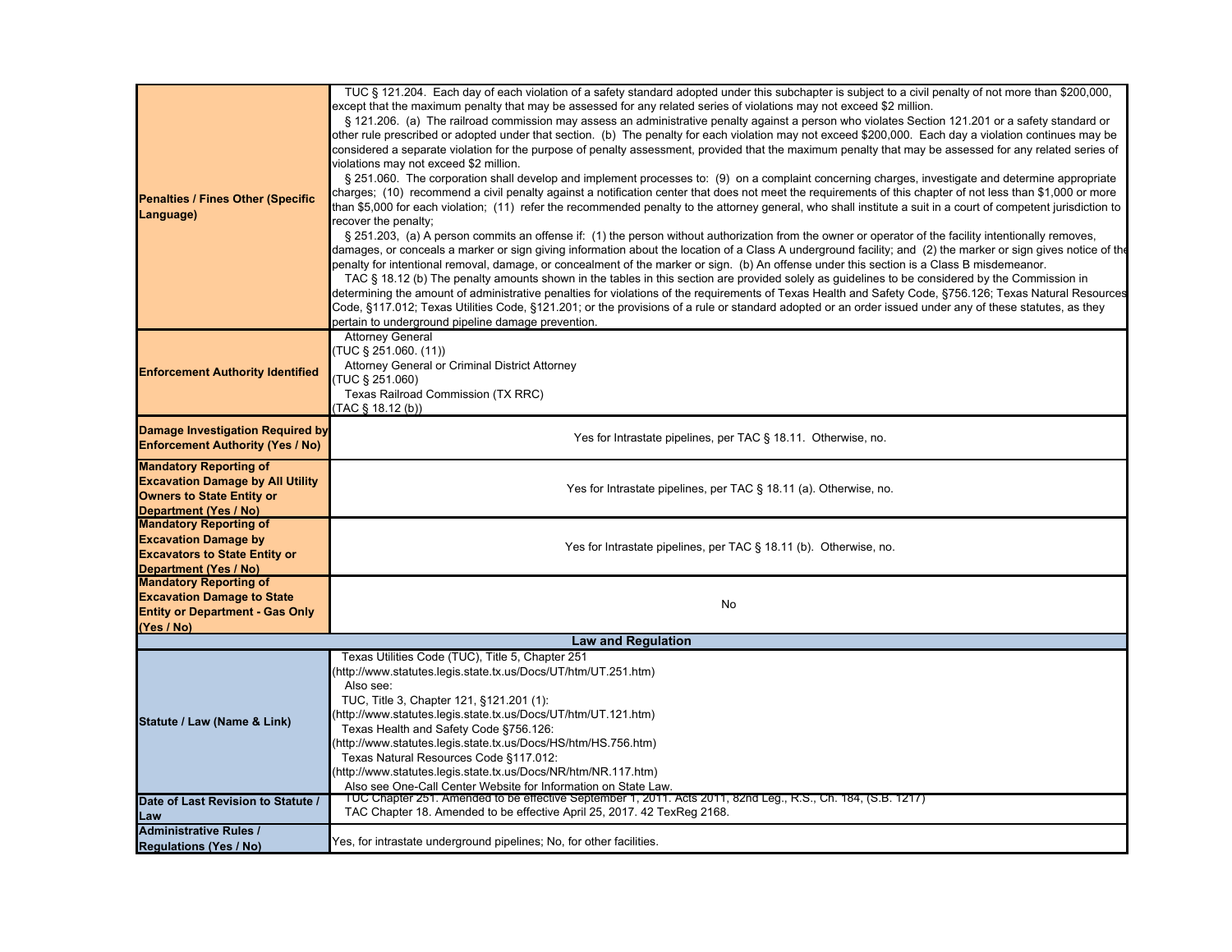| | |
|---|---|
| **Penalties / Fines Other (Specific Language)** | TUC § 121.204. Each day of each violation of a safety standard adopted under this subchapter is subject to a civil penalty of not more than $200,000, except that the maximum penalty that may be assessed for any related series of violations may not exceed $2 million.<br>§ 121.206. (a) The railroad commission may assess an administrative penalty against a person who violates Section 121.201 or a safety standard or other rule prescribed or adopted under that section. (b) The penalty for each violation may not exceed $200,000. Each day a violation continues may be considered a separate violation for the purpose of penalty assessment, provided that the maximum penalty that may be assessed for any related series of violations may not exceed $2 million.<br>§ 251.060. The corporation shall develop and implement processes to: (9) on a complaint concerning charges, investigate and determine appropriate charges; (10) recommend a civil penalty against a notification center that does not meet the requirements of this chapter of not less than $1,000 or more than $5,000 for each violation; (11) refer the recommended penalty to the attorney general, who shall institute a suit in a court of competent jurisdiction to recover the penalty;<br>§ 251.203, (a) A person commits an offense if: (1) the person without authorization from the owner or operator of the facility intentionally removes, damages, or conceals a marker or sign giving information about the location of a Class A underground facility; and (2) the marker or sign gives notice of the penalty for intentional removal, damage, or concealment of the marker or sign. (b) An offense under this section is a Class B misdemeanor.<br>TAC § 18.12 (b) The penalty amounts shown in the tables in this section are provided solely as guidelines to be considered by the Commission in determining the amount of administrative penalties for violations of the requirements of Texas Health and Safety Code, §756.126; Texas Natural Resources Code, §117.012; Texas Utilities Code, §121.201; or the provisions of a rule or standard adopted or an order issued under any of these statutes, as they pertain to underground pipeline damage prevention. |
| **Enforcement Authority Identified** | Attorney General<br>(TUC § 251.060. (11))<br>Attorney General or Criminal District Attorney<br>(TUC § 251.060)<br>Texas Railroad Commission (TX RRC)<br>(TAC § 18.12 (b)) |
| **Damage Investigation Required by Enforcement Authority (Yes / No)** | Yes for Intrastate pipelines, per TAC § 18.11. Otherwise, no. |
| **Mandatory Reporting of Excavation Damage by All Utility Owners to State Entity or Department (Yes / No)** | Yes for Intrastate pipelines, per TAC § 18.11 (a). Otherwise, no. |
| **Mandatory Reporting of Excavation Damage by Excavators to State Entity or Department (Yes / No)** | Yes for Intrastate pipelines, per TAC § 18.11 (b). Otherwise, no. |
| **Mandatory Reporting of Excavation Damage to State Entity or Department - Gas Only (Yes / No)** | No |
| **Law and Regulation** | |
| **Statute / Law (Name & Link)** | Texas Utilities Code (TUC), Title 5, Chapter 251<br>(http://www.statutes.legis.state.tx.us/Docs/UT/htm/UT.251.htm)<br>Also see:<br>TUC, Title 3, Chapter 121, §121.201 (1):<br>(http://www.statutes.legis.state.tx.us/Docs/UT/htm/UT.121.htm)<br>Texas Health and Safety Code §756.126:<br>(http://www.statutes.legis.state.tx.us/Docs/HS/htm/HS.756.htm)<br>Texas Natural Resources Code §117.012:<br>(http://www.statutes.legis.state.tx.us/Docs/NR/htm/NR.117.htm)<br>Also see One-Call Center Website for Information on State Law. |
| **Date of Last Revision to Statute / Law** | TUC Chapter 251. Amended to be effective September 1, 2011. Acts 2011, 82nd Leg., R.S., Ch. 184, (S.B. 1217)<br>TAC Chapter 18. Amended to be effective April 25, 2017. 42 TexReg 2168. |
| **Administrative Rules / Regulations (Yes / No)** | Yes, for intrastate underground pipelines; No, for other facilities. |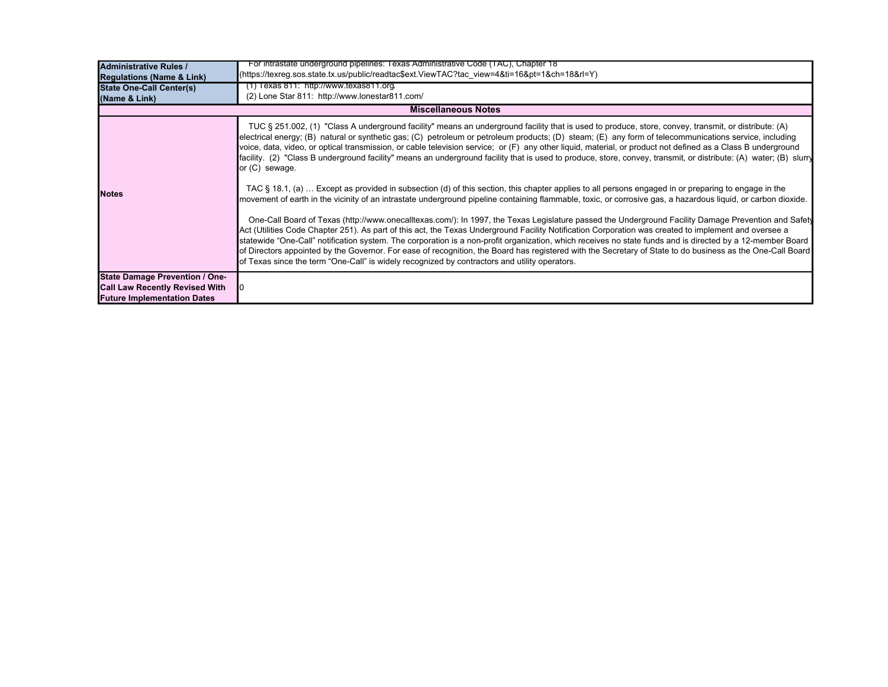| | |
|---|---|
| **Administrative Rules / Regulations (Name & Link)** | For intrastate underground pipelines: Texas Administrative Code (TAC), Chapter 18 (https://texreg.sos.state.tx.us/public/readtac$ext.ViewTAC?tac_view=4&ti=16&pt=1&ch=18&rl=Y) |
| **State One-Call Center(s) (Name & Link)** | (1) Texas 811: http://www.texas811.org/ (2) Lone Star 811: http://www.lonestar811.com/ |
| **Miscellaneous Notes** | |
| **Notes** | TUC § 251.002, (1) "Class A underground facility" means an underground facility that is used to produce, store, convey, transmit, or distribute: (A) electrical energy; (B) natural or synthetic gas; (C) petroleum or petroleum products; (D) steam; (E) any form of telecommunications service, including voice, data, video, or optical transmission, or cable television service; or (F) any other liquid, material, or product not defined as a Class B underground facility. (2) "Class B underground facility" means an underground facility that is used to produce, store, convey, transmit, or distribute: (A) water; (B) slurry or (C) sewage.<br><br>TAC § 18.1, (a) … Except as provided in subsection (d) of this section, this chapter applies to all persons engaged in or preparing to engage in the movement of earth in the vicinity of an intrastate underground pipeline containing flammable, toxic, or corrosive gas, a hazardous liquid, or carbon dioxide.<br><br>One-Call Board of Texas (http://www.onecalltexas.com/): In 1997, the Texas Legislature passed the Underground Facility Damage Prevention and Safety Act (Utilities Code Chapter 251). As part of this act, the Texas Underground Facility Notification Corporation was created to implement and oversee a statewide "One-Call" notification system. The corporation is a non-profit organization, which receives no state funds and is directed by a 12-member Board of Directors appointed by the Governor. For ease of recognition, the Board has registered with the Secretary of State to do business as the One-Call Board of Texas since the term "One-Call" is widely recognized by contractors and utility operators. |
| **State Damage Prevention / One-Call Law Recently Revised With Future Implementation Dates** | 0 |